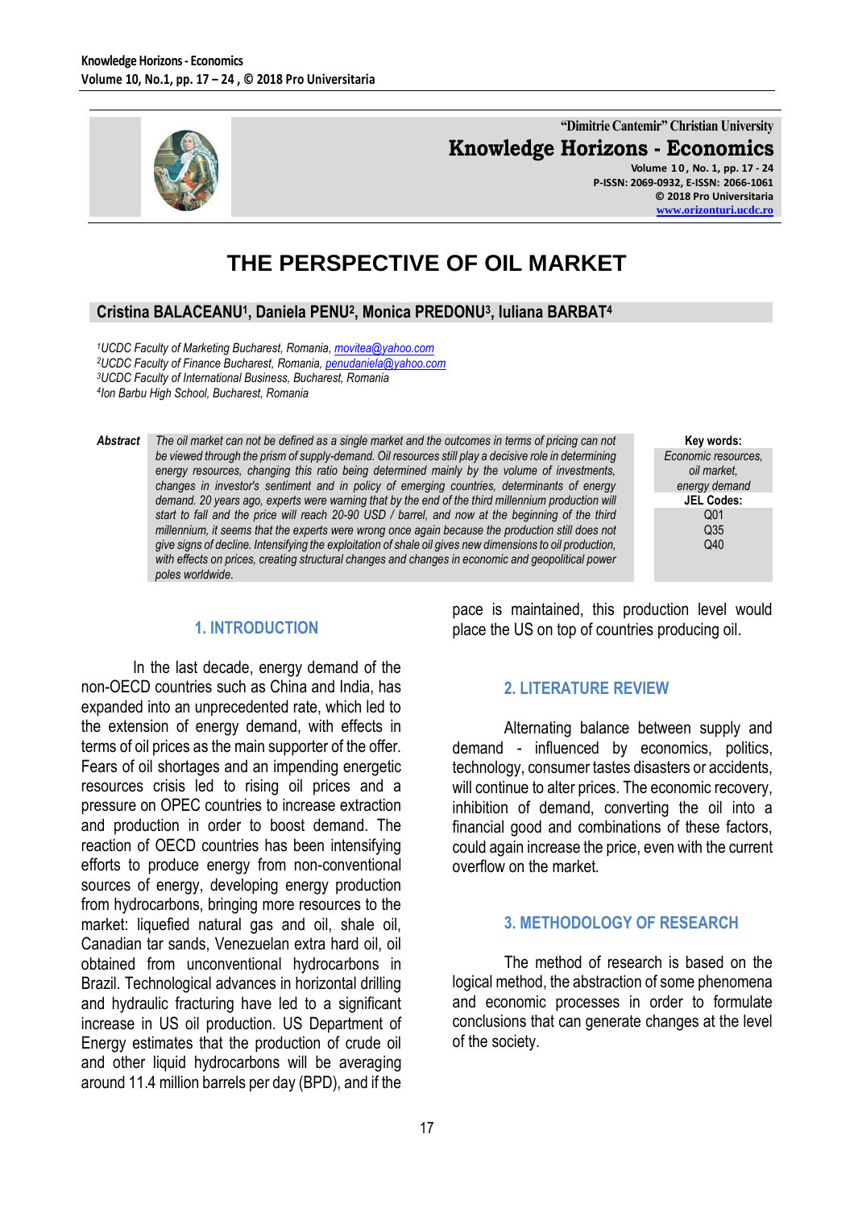"Dimitrie Cantemir" Christian University

**Knowledge Horizons - Economics**

Volume 10, No. 1, pp. 17 - 24
P-ISSN: 2069-0932, E-ISSN: 2066-1061
© 2018 Pro Universitaria
www.orizonturi.ucdc.ro

# THE PERSPECTIVE OF OIL MARKET

**Cristina BALACEANU[1], Daniela PENU[2], Monica PREDONU[3], Iuliana BARBAT[4]**

*[1]UCDC Faculty of Marketing Bucharest, Romania, movitea@yahoo.com*
*[2]UCDC Faculty of Finance Bucharest, Romania, penudaniela@yahoo.com*
*[3]UCDC Faculty of International Business, Bucharest, Romania*
*[4]Ion Barbu High School, Bucharest, Romania*

**Abstract** *The oil market can not be defined as a single market and the outcomes in terms of pricing can not be viewed through the prism of supply-demand. Oil resources still play a decisive role in determining energy resources, changing this ratio being determined mainly by the volume of investments, changes in investor's sentiment and in policy of emerging countries, determinants of energy demand. 20 years ago, experts were warning that by the end of the third millennium production will start to fall and the price will reach 20-90 USD / barrel, and now at the beginning of the third millennium, it seems that the experts were wrong once again because the production still does not give signs of decline. Intensifying the exploitation of shale oil gives new dimensions to oil production, with effects on prices, creating structural changes and changes in economic and geopolitical power poles worldwide.*

**Key words:**
*Economic resources, oil market, energy demand*

**JEL Codes:**
Q01
Q35
Q40

## 1. INTRODUCTION

In the last decade, energy demand of the non-OECD countries such as China and India, has expanded into an unprecedented rate, which led to the extension of energy demand, with effects in terms of oil prices as the main supporter of the offer. Fears of oil shortages and an impending energetic resources crisis led to rising oil prices and a pressure on OPEC countries to increase extraction and production in order to boost demand. The reaction of OECD countries has been intensifying efforts to produce energy from non-conventional sources of energy, developing energy production from hydrocarbons, bringing more resources to the market: liquefied natural gas and oil, shale oil, Canadian tar sands, Venezuelan extra hard oil, oil obtained from unconventional hydrocarbons in Brazil. Technological advances in horizontal drilling and hydraulic fracturing have led to a significant increase in US oil production. US Department of Energy estimates that the production of crude oil and other liquid hydrocarbons will be averaging around 11.4 million barrels per day (BPD), and if the pace is maintained, this production level would place the US on top of countries producing oil.

## 2. LITERATURE REVIEW

Alternating balance between supply and demand - influenced by economics, politics, technology, consumer tastes disasters or accidents, will continue to alter prices. The economic recovery, inhibition of demand, converting the oil into a financial good and combinations of these factors, could again increase the price, even with the current overflow on the market.

## 3. METHODOLOGY OF RESEARCH

The method of research is based on the logical method, the abstraction of some phenomena and economic processes in order to formulate conclusions that can generate changes at the level of the society.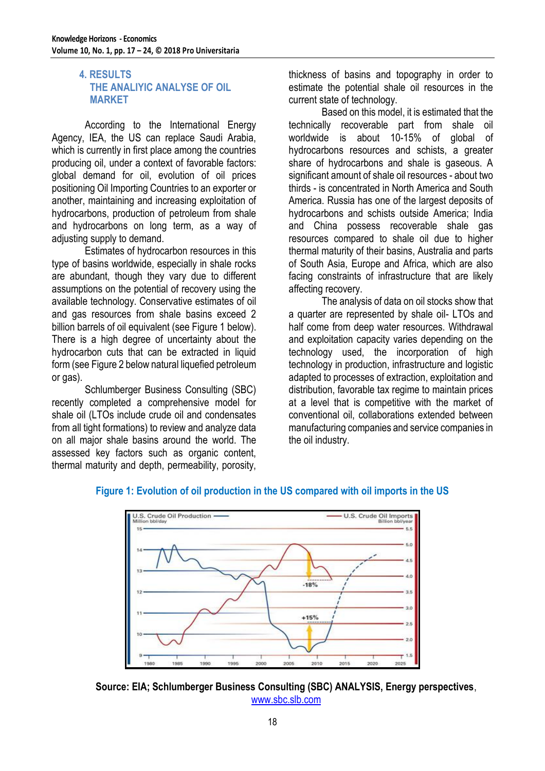## 4. RESULTS
## THE ANALIYIC ANALYSE OF OIL MARKET

According to the International Energy Agency, IEA, the US can replace Saudi Arabia, which is currently in first place among the countries producing oil, under a context of favorable factors: global demand for oil, evolution of oil prices positioning Oil Importing Countries to an exporter or another, maintaining and increasing exploitation of hydrocarbons, production of petroleum from shale and hydrocarbons on long term, as a way of adjusting supply to demand.

Estimates of hydrocarbon resources in this type of basins worldwide, especially in shale rocks are abundant, though they vary due to different assumptions on the potential of recovery using the available technology. Conservative estimates of oil and gas resources from shale basins exceed 2 billion barrels of oil equivalent (see Figure 1 below). There is a high degree of uncertainty about the hydrocarbon cuts that can be extracted in liquid form (see Figure 2 below natural liquefied petroleum or gas).

Schlumberger Business Consulting (SBC) recently completed a comprehensive model for shale oil (LTOs include crude oil and condensates from all tight formations) to review and analyze data on all major shale basins around the world. The assessed key factors such as organic content, thermal maturity and depth, permeability, porosity, thickness of basins and topography in order to estimate the potential shale oil resources in the current state of technology.

Based on this model, it is estimated that the technically recoverable part from shale oil worldwide is about 10-15% of global of hydrocarbons resources and schists, a greater share of hydrocarbons and shale is gaseous. A significant amount of shale oil resources - about two thirds - is concentrated in North America and South America. Russia has one of the largest deposits of hydrocarbons and schists outside America; India and China possess recoverable shale gas resources compared to shale oil due to higher thermal maturity of their basins, Australia and parts of South Asia, Europe and Africa, which are also facing constraints of infrastructure that are likely affecting recovery.

The analysis of data on oil stocks show that a quarter are represented by shale oil- LTOs and half come from deep water resources. Withdrawal and exploitation capacity varies depending on the technology used, the incorporation of high technology in production, infrastructure and logistic adapted to processes of extraction, exploitation and distribution, favorable tax regime to maintain prices at a level that is competitive with the market of conventional oil, collaborations extended between manufacturing companies and service companies in the oil industry.

**Figure 1: Evolution of oil production in the US compared with oil imports in the US**

**Source: EIA; Schlumberger Business Consulting (SBC) ANALYSIS, Energy perspectives**, www.sbc.slb.com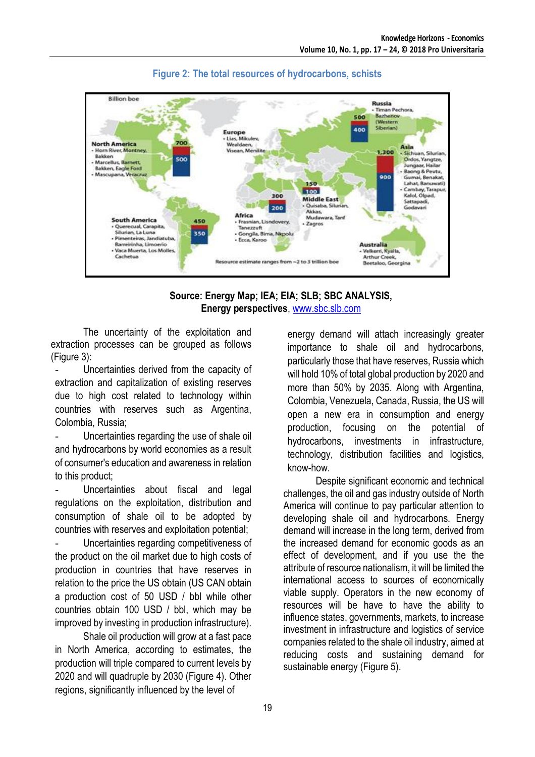**Figure 2: The total resources of hydrocarbons, schists**

**Source: Energy Map; IEA; EIA; SLB; SBC ANALYSIS, Energy perspectives**, www.sbc.slb.com

The uncertainty of the exploitation and extraction processes can be grouped as follows (Figure 3):

- Uncertainties derived from the capacity of extraction and capitalization of existing reserves due to high cost related to technology within countries with reserves such as Argentina, Colombia, Russia;
- Uncertainties regarding the use of shale oil and hydrocarbons by world economies as a result of consumer's education and awareness in relation to this product;
- Uncertainties about fiscal and legal regulations on the exploitation, distribution and consumption of shale oil to be adopted by countries with reserves and exploitation potential;
- Uncertainties regarding competitiveness of the product on the oil market due to high costs of production in countries that have reserves in relation to the price the US obtain (US CAN obtain a production cost of 50 USD / bbl while other countries obtain 100 USD / bbl, which may be improved by investing in production infrastructure).

Shale oil production will grow at a fast pace in North America, according to estimates, the production will triple compared to current levels by 2020 and will quadruple by 2030 (Figure 4). Other regions, significantly influenced by the level of energy demand will attach increasingly greater importance to shale oil and hydrocarbons, particularly those that have reserves, Russia which will hold 10% of total global production by 2020 and more than 50% by 2035. Along with Argentina, Colombia, Venezuela, Canada, Russia, the US will open a new era in consumption and energy production, focusing on the potential of hydrocarbons, investments in infrastructure, technology, distribution facilities and logistics, know-how.

Despite significant economic and technical challenges, the oil and gas industry outside of North America will continue to pay particular attention to developing shale oil and hydrocarbons. Energy demand will increase in the long term, derived from the increased demand for economic goods as an effect of development, and if you use the the attribute of resource nationalism, it will be limited the international access to sources of economically viable supply. Operators in the new economy of resources will be have to have the ability to influence states, governments, markets, to increase investment in infrastructure and logistics of service companies related to the shale oil industry, aimed at reducing costs and sustaining demand for sustainable energy (Figure 5).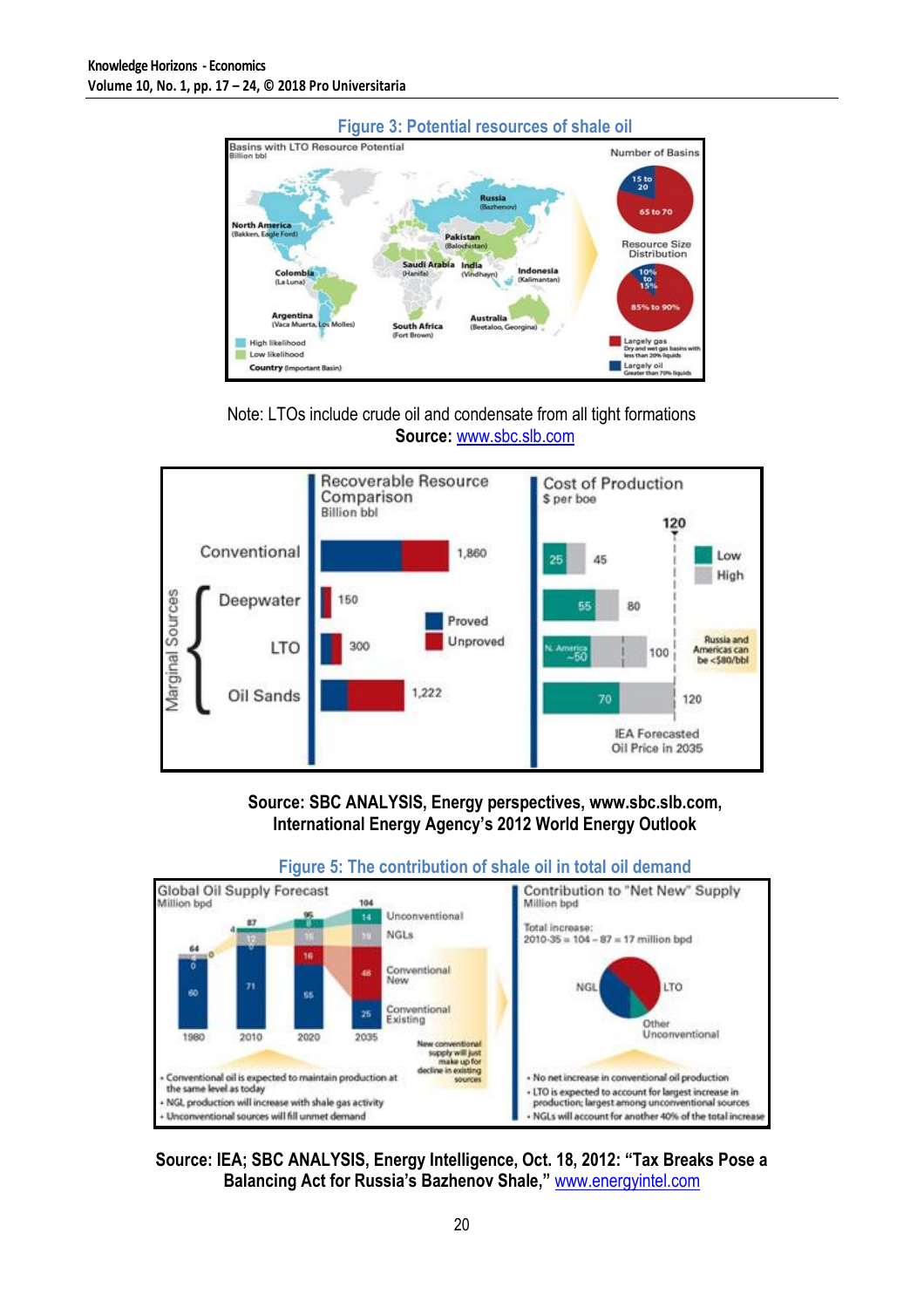Figure 3: Potential resources of shale oil

Note: LTOs include crude oil and condensate from all tight formations
**Source:** www.sbc.slb.com

**Source: SBC ANALYSIS, Energy perspectives, www.sbc.slb.com, International Energy Agency's 2012 World Energy Outlook**

Figure 5: The contribution of shale oil in total oil demand

**Source: IEA; SBC ANALYSIS, Energy Intelligence, Oct. 18, 2012: "Tax Breaks Pose a Balancing Act for Russia's Bazhenov Shale,"** www.energyintel.com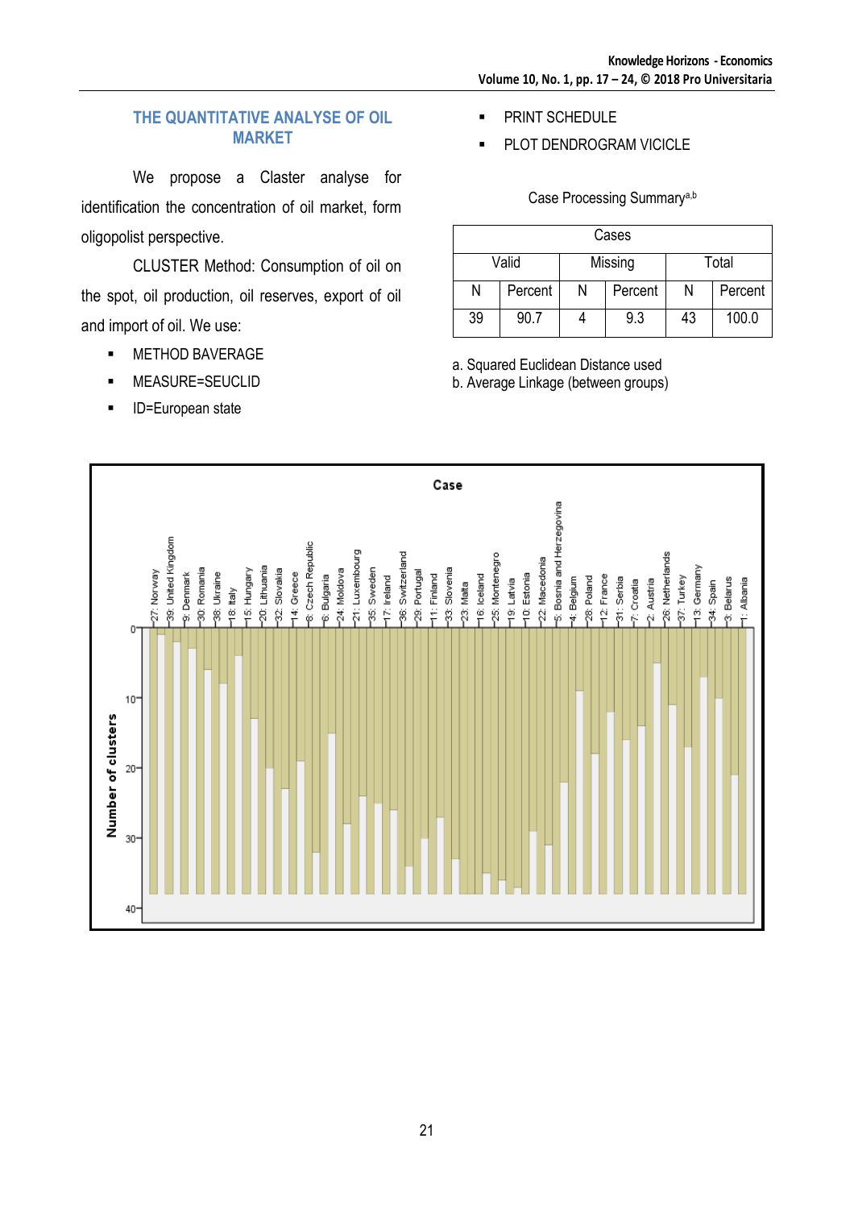## THE QUANTITATIVE ANALYSE OF OIL MARKET

We propose a Claster analyse for identification the concentration of oil market, form oligopolist perspective.

CLUSTER Method: Consumption of oil on the spot, oil production, oil reserves, export of oil and import of oil. We use:

- METHOD BAVERAGE
- MEASURE=SEUCLID
- ID=European state
- PRINT SCHEDULE
- PLOT DENDROGRAM VICICLE

Case Processing Summary[a,b]

| Cases | | | | | |
|---|---|---|---|---|---|
| Valid | | Missing | | Total | |
| N | Percent | N | Percent | N | Percent |
| 39 | 90.7 | 4 | 9.3 | 43 | 100.0 |

a. Squared Euclidean Distance used
b. Average Linkage (between groups)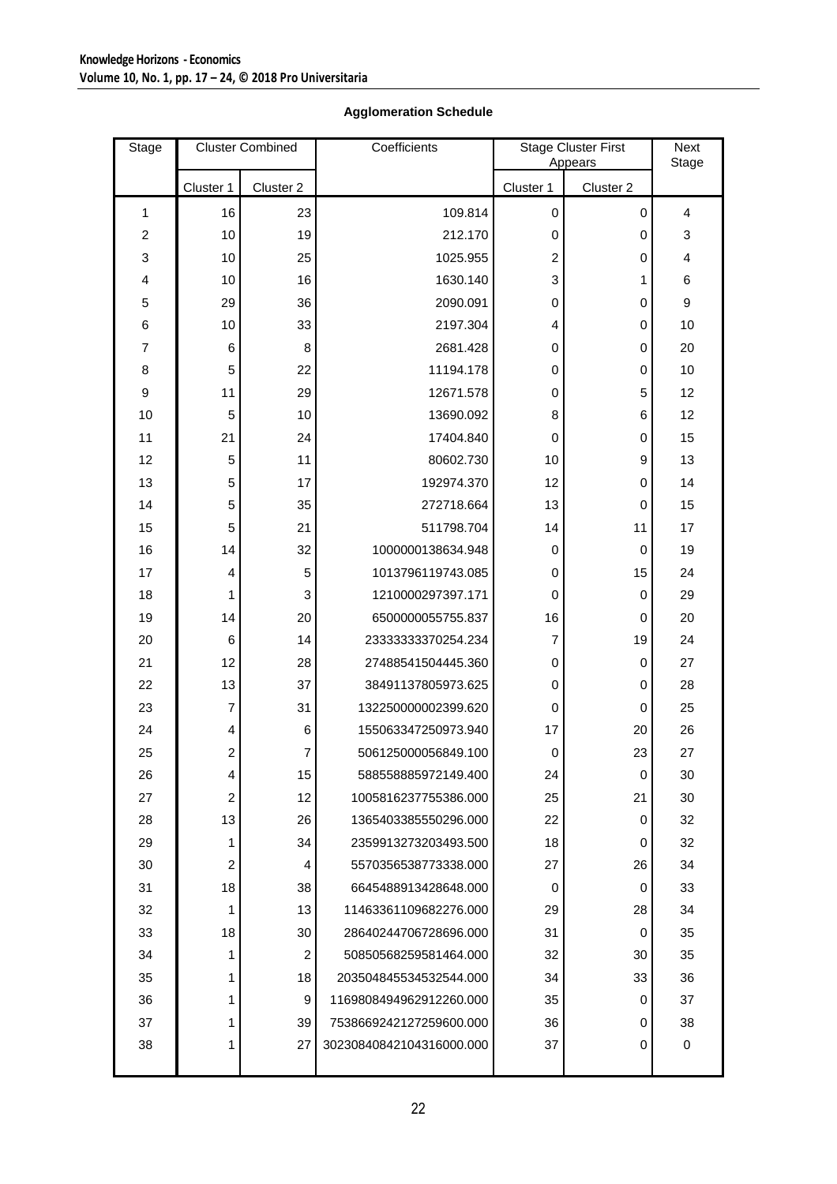**Agglomeration Schedule**

| Stage | Cluster Combined | | Coefficients | Stage Cluster First Appears | | Next Stage |
|---|---|---|---|---|---|---|
| | Cluster 1 | Cluster 2 | | Cluster 1 | Cluster 2 | |
| 1 | 16 | 23 | 109.814 | 0 | 0 | 4 |
| 2 | 10 | 19 | 212.170 | 0 | 0 | 3 |
| 3 | 10 | 25 | 1025.955 | 2 | 0 | 4 |
| 4 | 10 | 16 | 1630.140 | 3 | 1 | 6 |
| 5 | 29 | 36 | 2090.091 | 0 | 0 | 9 |
| 6 | 10 | 33 | 2197.304 | 4 | 0 | 10 |
| 7 | 6 | 8 | 2681.428 | 0 | 0 | 20 |
| 8 | 5 | 22 | 11194.178 | 0 | 0 | 10 |
| 9 | 11 | 29 | 12671.578 | 0 | 5 | 12 |
| 10 | 5 | 10 | 13690.092 | 8 | 6 | 12 |
| 11 | 21 | 24 | 17404.840 | 0 | 0 | 15 |
| 12 | 5 | 11 | 80602.730 | 10 | 9 | 13 |
| 13 | 5 | 17 | 192974.370 | 12 | 0 | 14 |
| 14 | 5 | 35 | 272718.664 | 13 | 0 | 15 |
| 15 | 5 | 21 | 511798.704 | 14 | 11 | 17 |
| 16 | 14 | 32 | 1000000138634.948 | 0 | 0 | 19 |
| 17 | 4 | 5 | 1013796119743.085 | 0 | 15 | 24 |
| 18 | 1 | 3 | 1210000297397.171 | 0 | 0 | 29 |
| 19 | 14 | 20 | 6500000055755.837 | 16 | 0 | 20 |
| 20 | 6 | 14 | 23333333370254.234 | 7 | 19 | 24 |
| 21 | 12 | 28 | 27488541504445.360 | 0 | 0 | 27 |
| 22 | 13 | 37 | 38491137805973.625 | 0 | 0 | 28 |
| 23 | 7 | 31 | 132250000002399.620 | 0 | 0 | 25 |
| 24 | 4 | 6 | 155063347250973.940 | 17 | 20 | 26 |
| 25 | 2 | 7 | 506125000056849.100 | 0 | 23 | 27 |
| 26 | 4 | 15 | 588558885972149.400 | 24 | 0 | 30 |
| 27 | 2 | 12 | 1005816237755386.000 | 25 | 21 | 30 |
| 28 | 13 | 26 | 1365403385550296.000 | 22 | 0 | 32 |
| 29 | 1 | 34 | 2359913273203493.500 | 18 | 0 | 32 |
| 30 | 2 | 4 | 5570356538773338.000 | 27 | 26 | 34 |
| 31 | 18 | 38 | 6645488913428648.000 | 0 | 0 | 33 |
| 32 | 1 | 13 | 11463361109682276.000 | 29 | 28 | 34 |
| 33 | 18 | 30 | 28640244706728696.000 | 31 | 0 | 35 |
| 34 | 1 | 2 | 50850568259581464.000 | 32 | 30 | 35 |
| 35 | 1 | 18 | 203504845534532544.000 | 34 | 33 | 36 |
| 36 | 1 | 9 | 1169808494962912260.000 | 35 | 0 | 37 |
| 37 | 1 | 39 | 7538669242127259600.000 | 36 | 0 | 38 |
| 38 | 1 | 27 | 30230840842104316000.000 | 37 | 0 | 0 |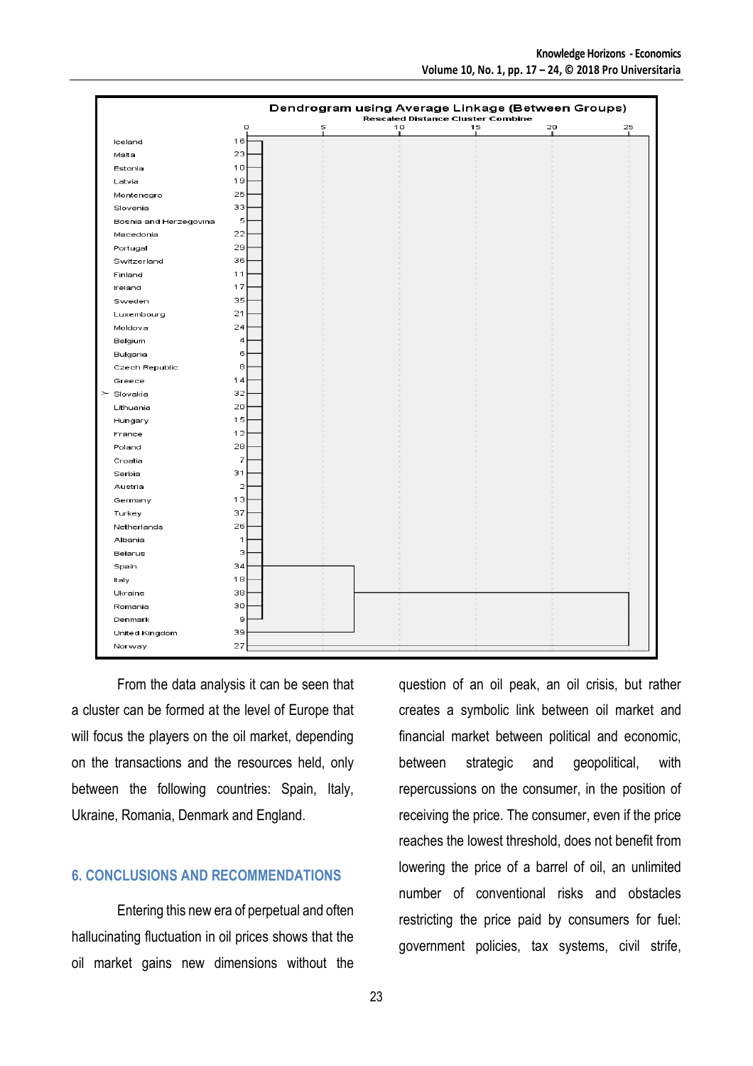Dendrogram using Average Linkage (Between Groups)

Rescaled Distance Cluster Combine

| Country | Case |
|---|---|
| Iceland | 16 |
| Malta | 23 |
| Estonia | 10 |
| Latvia | 19 |
| Montenegro | 25 |
| Slovenia | 33 |
| Bosnia and Herzegovina | 5 |
| Macedonia | 22 |
| Portugal | 29 |
| Switzerland | 36 |
| Finland | 11 |
| Ireland | 17 |
| Sweden | 35 |
| Luxembourg | 21 |
| Moldova | 24 |
| Belgium | 4 |
| Bulgaria | 6 |
| Czech Republic | 8 |
| Greece | 14 |
| Slovakia | 32 |
| Lithuania | 20 |
| Hungary | 15 |
| France | 12 |
| Poland | 28 |
| Croatia | 7 |
| Serbia | 31 |
| Austria | 2 |
| Germany | 13 |
| Turkey | 37 |
| Netherlands | 26 |
| Albania | 1 |
| Belarus | 3 |
| Spain | 34 |
| Italy | 18 |
| Ukraine | 38 |
| Romania | 30 |
| Denmark | 9 |
| United Kingdom | 39 |
| Norway | 27 |

From the data analysis it can be seen that a cluster can be formed at the level of Europe that will focus the players on the oil market, depending on the transactions and the resources held, only between the following countries: Spain, Italy, Ukraine, Romania, Denmark and England.

## 6. CONCLUSIONS AND RECOMMENDATIONS

Entering this new era of perpetual and often hallucinating fluctuation in oil prices shows that the oil market gains new dimensions without the question of an oil peak, an oil crisis, but rather creates a symbolic link between oil market and financial market between political and economic, between strategic and geopolitical, with repercussions on the consumer, in the position of receiving the price. The consumer, even if the price reaches the lowest threshold, does not benefit from lowering the price of a barrel of oil, an unlimited number of conventional risks and obstacles restricting the price paid by consumers for fuel: government policies, tax systems, civil strife,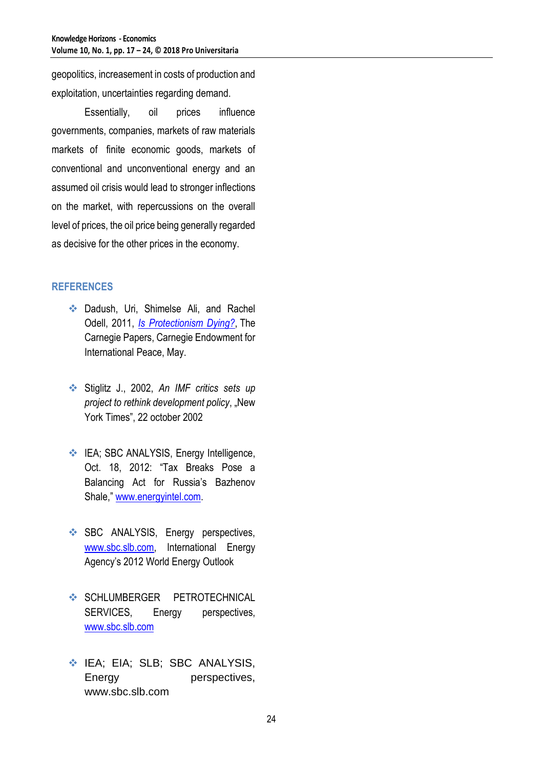geopolitics, increasement in costs of production and exploitation, uncertainties regarding demand.

Essentially, oil prices influence governments, companies, markets of raw materials markets of finite economic goods, markets of conventional and unconventional energy and an assumed oil crisis would lead to stronger inflections on the market, with repercussions on the overall level of prices, the oil price being generally regarded as decisive for the other prices in the economy.

## REFERENCES

- Dadush, Uri, Shimelse Ali, and Rachel Odell, 2011, *Is Protectionism Dying?*, The Carnegie Papers, Carnegie Endowment for International Peace, May.

- Stiglitz J., 2002, *An IMF critics sets up project to rethink development policy*, „New York Times", 22 october 2002

- IEA; SBC ANALYSIS, Energy Intelligence, Oct. 18, 2012: "Tax Breaks Pose a Balancing Act for Russia's Bazhenov Shale," www.energyintel.com.

- SBC ANALYSIS, Energy perspectives, www.sbc.slb.com, International Energy Agency's 2012 World Energy Outlook

- SCHLUMBERGER PETROTECHNICAL SERVICES, Energy perspectives, www.sbc.slb.com

- IEA; EIA; SLB; SBC ANALYSIS, Energy perspectives, www.sbc.slb.com